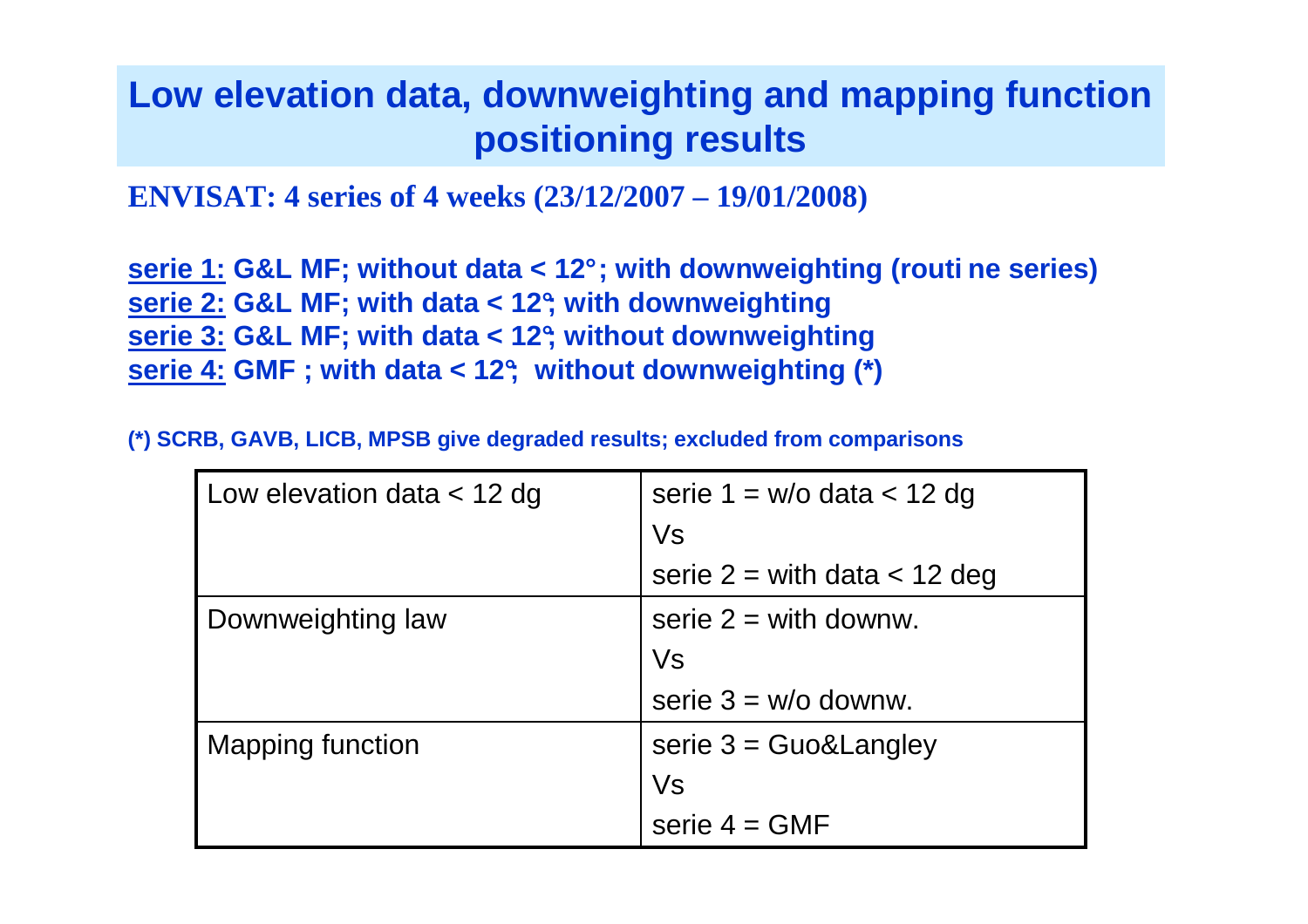# Low elevation data, downweighting and mapping function positioning results

**ENVISAT: 4 series of 4 weeks (23/12/2007 – 19/01/2008)**

**<u>serie 1:</u> G&L MF; without data < 12°; with downweighting (routine series)**
**<u>serie 2:</u> G&L MF; with data < 12°; with downweighting**
**<u>serie 3:</u> G&L MF; with data < 12°; without downweighting**
**<u>serie 4:</u> GMF ; with data < 12°; without downweighting (*)**

**(*) SCRB, GAVB, LICB, MPSB give degraded results; excluded from comparisons**

| | |
|---|---|
| Low elevation data < 12 dg | serie 1 = w/o data < 12 dg<br>Vs<br>serie 2 = with data < 12 deg |
| Downweighting law | serie 2 = with downw.<br>Vs<br>serie 3 = w/o downw. |
| Mapping function | serie 3 = Guo&Langley<br>Vs<br>serie 4 = GMF |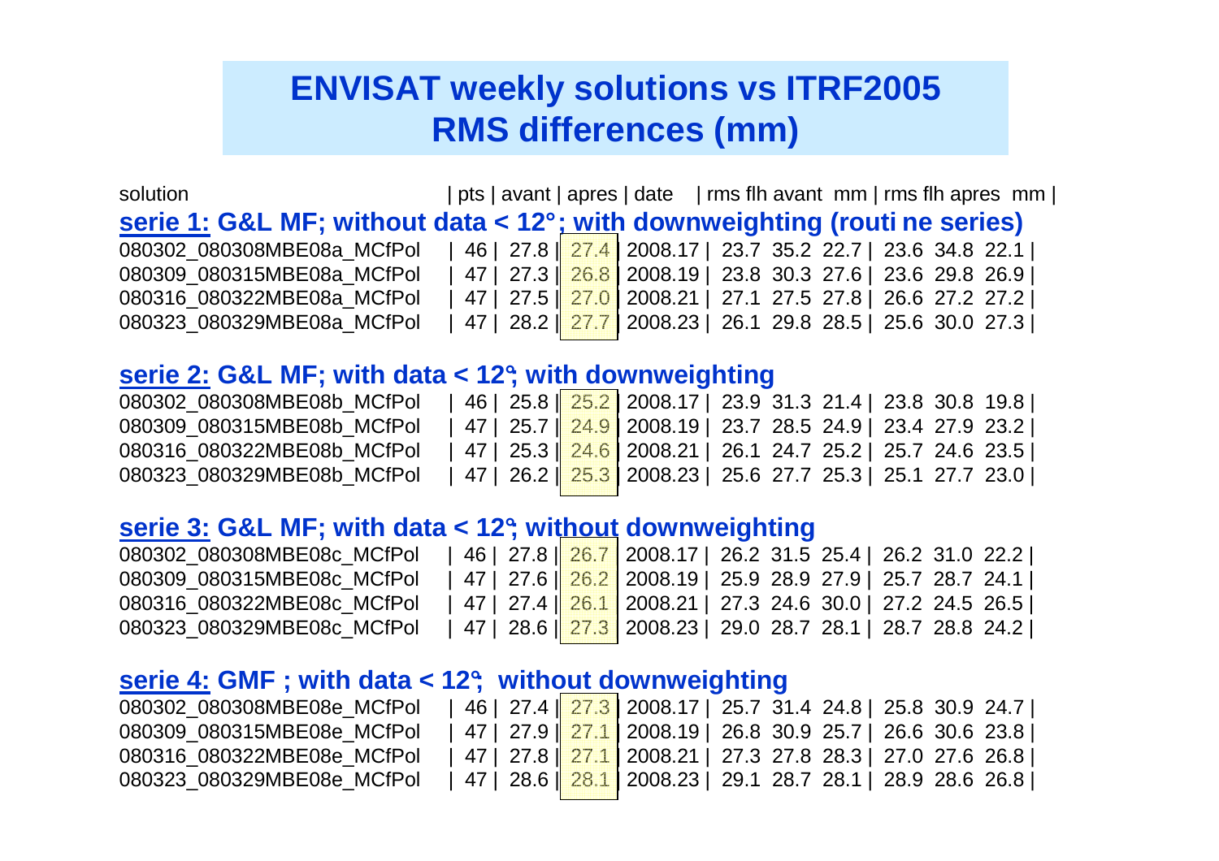# ENVISAT weekly solutions vs ITRF2005
# RMS differences (mm)

| solution | pts | avant | apres | date | rms flh avant mm | | | rms flh apres mm | | |
|---|---|---|---|---|---|---|---|---|---|---|
| **serie 1: G&L MF; without data < 12°; with downweighting (routi ne series)** | | | | | | | | | | |
| 080302_080308MBE08a_MCfPol | 46 | 27.8 | 27.4 | 2008.17 | 23.7 | 35.2 | 22.7 | 23.6 | 34.8 | 22.1 |
| 080309_080315MBE08a_MCfPol | 47 | 27.3 | 26.8 | 2008.19 | 23.8 | 30.3 | 27.6 | 23.6 | 29.8 | 26.9 |
| 080316_080322MBE08a_MCfPol | 47 | 27.5 | 27.0 | 2008.21 | 27.1 | 27.5 | 27.8 | 26.6 | 27.2 | 27.2 |
| 080323_080329MBE08a_MCfPol | 47 | 28.2 | 27.7 | 2008.23 | 26.1 | 29.8 | 28.5 | 25.6 | 30.0 | 27.3 |
| **serie 2: G&L MF; with data < 12°; with downweighting** | | | | | | | | | | |
| 080302_080308MBE08b_MCfPol | 46 | 25.8 | 25.2 | 2008.17 | 23.9 | 31.3 | 21.4 | 23.8 | 30.8 | 19.8 |
| 080309_080315MBE08b_MCfPol | 47 | 25.7 | 24.9 | 2008.19 | 23.7 | 28.5 | 24.9 | 23.4 | 27.9 | 23.2 |
| 080316_080322MBE08b_MCfPol | 47 | 25.3 | 24.6 | 2008.21 | 26.1 | 24.7 | 25.2 | 25.7 | 24.6 | 23.5 |
| 080323_080329MBE08b_MCfPol | 47 | 26.2 | 25.3 | 2008.23 | 25.6 | 27.7 | 25.3 | 25.1 | 27.7 | 23.0 |
| **serie 3: G&L MF; with data < 12°; without downweighting** | | | | | | | | | | |
| 080302_080308MBE08c_MCfPol | 46 | 27.8 | 26.7 | 2008.17 | 26.2 | 31.5 | 25.4 | 26.2 | 31.0 | 22.2 |
| 080309_080315MBE08c_MCfPol | 47 | 27.6 | 26.2 | 2008.19 | 25.9 | 28.9 | 27.9 | 25.7 | 28.7 | 24.1 |
| 080316_080322MBE08c_MCfPol | 47 | 27.4 | 26.1 | 2008.21 | 27.3 | 24.6 | 30.0 | 27.2 | 24.5 | 26.5 |
| 080323_080329MBE08c_MCfPol | 47 | 28.6 | 27.3 | 2008.23 | 29.0 | 28.7 | 28.1 | 28.7 | 28.8 | 24.2 |
| **serie 4: GMF ; with data < 12°; without downweighting** | | | | | | | | | | |
| 080302_080308MBE08e_MCfPol | 46 | 27.4 | 27.3 | 2008.17 | 25.7 | 31.4 | 24.8 | 25.8 | 30.9 | 24.7 |
| 080309_080315MBE08e_MCfPol | 47 | 27.9 | 27.1 | 2008.19 | 26.8 | 30.9 | 25.7 | 26.6 | 30.6 | 23.8 |
| 080316_080322MBE08e_MCfPol | 47 | 27.8 | 27.1 | 2008.21 | 27.3 | 27.8 | 28.3 | 27.0 | 27.6 | 26.8 |
| 080323_080329MBE08e_MCfPol | 47 | 28.6 | 28.1 | 2008.23 | 29.1 | 28.7 | 28.1 | 28.9 | 28.6 | 26.8 |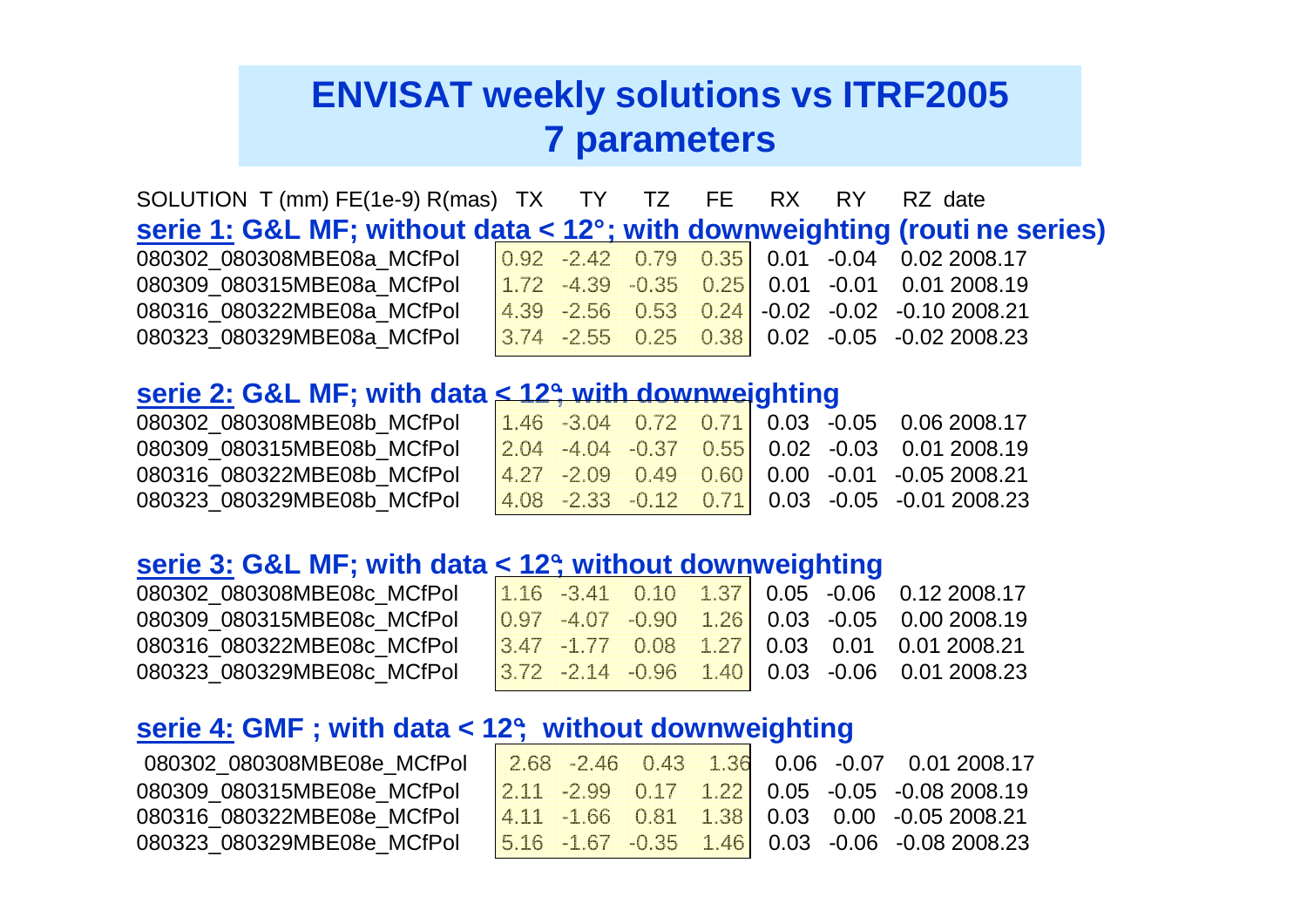# ENVISAT weekly solutions vs ITRF2005
# 7 parameters

SOLUTION T (mm) FE(1e-9) R(mas) TX TY TZ FE RX RY RZ date

**serie 1: G&L MF; without data < 12°; with downweighting (routi ne series)**

| SOLUTION | TX | TY | TZ | FE | RX | RY | RZ | date |
|---|---|---|---|---|---|---|---|---|
| 080302_080308MBE08a_MCfPol | 0.92 | -2.42 | 0.79 | 0.35 | 0.01 | -0.04 | 0.02 | 2008.17 |
| 080309_080315MBE08a_MCfPol | 1.72 | -4.39 | -0.35 | 0.25 | 0.01 | -0.01 | 0.01 | 2008.19 |
| 080316_080322MBE08a_MCfPol | 4.39 | -2.56 | 0.53 | 0.24 | -0.02 | -0.02 | -0.10 | 2008.21 |
| 080323_080329MBE08a_MCfPol | 3.74 | -2.55 | 0.25 | 0.38 | 0.02 | -0.05 | -0.02 | 2008.23 |

**serie 2: G&L MF; with data ≤ 12°; with downweighting**

| SOLUTION | TX | TY | TZ | FE | RX | RY | RZ | date |
|---|---|---|---|---|---|---|---|---|
| 080302_080308MBE08b_MCfPol | 1.46 | -3.04 | 0.72 | 0.71 | 0.03 | -0.05 | 0.06 | 2008.17 |
| 080309_080315MBE08b_MCfPol | 2.04 | -4.04 | -0.37 | 0.55 | 0.02 | -0.03 | 0.01 | 2008.19 |
| 080316_080322MBE08b_MCfPol | 4.27 | -2.09 | 0.49 | 0.60 | 0.00 | -0.01 | -0.05 | 2008.21 |
| 080323_080329MBE08b_MCfPol | 4.08 | -2.33 | -0.12 | 0.71 | 0.03 | -0.05 | -0.01 | 2008.23 |

**serie 3: G&L MF; with data < 12°; without downweighting**

| SOLUTION | TX | TY | TZ | FE | RX | RY | RZ | date |
|---|---|---|---|---|---|---|---|---|
| 080302_080308MBE08c_MCfPol | 1.16 | -3.41 | 0.10 | 1.37 | 0.05 | -0.06 | 0.12 | 2008.17 |
| 080309_080315MBE08c_MCfPol | 0.97 | -4.07 | -0.90 | 1.26 | 0.03 | -0.05 | 0.00 | 2008.19 |
| 080316_080322MBE08c_MCfPol | 3.47 | -1.77 | 0.08 | 1.27 | 0.03 | 0.01 | 0.01 | 2008.21 |
| 080323_080329MBE08c_MCfPol | 3.72 | -2.14 | -0.96 | 1.40 | 0.03 | -0.06 | 0.01 | 2008.23 |

**serie 4: GMF ; with data < 12°; without downweighting**

| SOLUTION | TX | TY | TZ | FE | RX | RY | RZ | date |
|---|---|---|---|---|---|---|---|---|
| 080302_080308MBE08e_MCfPol | 2.68 | -2.46 | 0.43 | 1.36 | 0.06 | -0.07 | 0.01 | 2008.17 |
| 080309_080315MBE08e_MCfPol | 2.11 | -2.99 | 0.17 | 1.22 | 0.05 | -0.05 | -0.08 | 2008.19 |
| 080316_080322MBE08e_MCfPol | 4.11 | -1.66 | 0.81 | 1.38 | 0.03 | 0.00 | -0.05 | 2008.21 |
| 080323_080329MBE08e_MCfPol | 5.16 | -1.67 | -0.35 | 1.46 | 0.03 | -0.06 | -0.08 | 2008.23 |